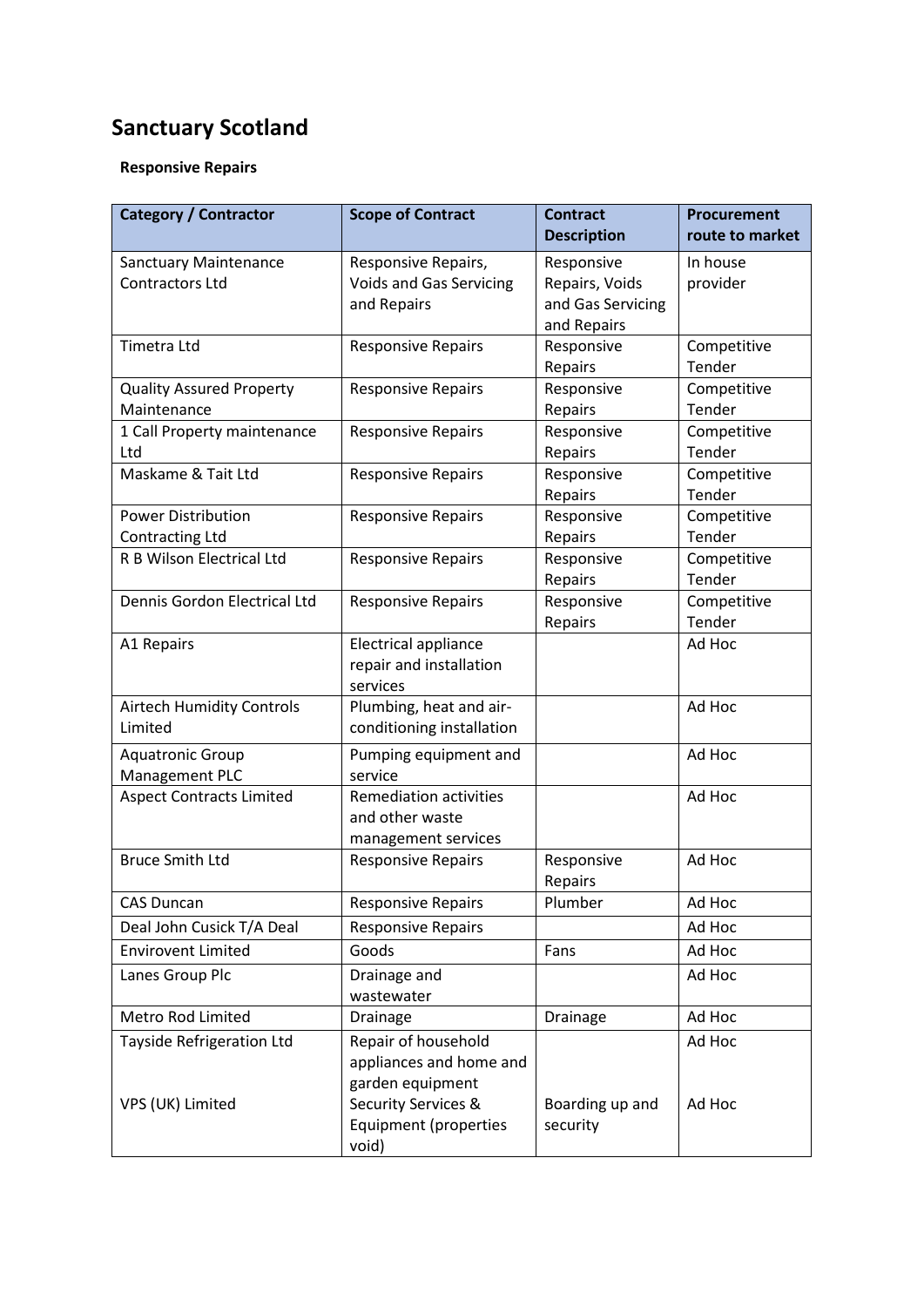# Sanctuary Scotland

**Responsive Repairs**

| Category / Contractor | Scope of Contract | Contract Description | Procurement route to market |
|---|---|---|---|
| Sanctuary Maintenance Contractors Ltd | Responsive Repairs, Voids and Gas Servicing and Repairs | Responsive Repairs, Voids and Gas Servicing and Repairs | In house provider |
| Timetra Ltd | Responsive Repairs | Responsive Repairs | Competitive Tender |
| Quality Assured Property Maintenance | Responsive Repairs | Responsive Repairs | Competitive Tender |
| 1 Call Property maintenance Ltd | Responsive Repairs | Responsive Repairs | Competitive Tender |
| Maskame & Tait Ltd | Responsive Repairs | Responsive Repairs | Competitive Tender |
| Power Distribution Contracting Ltd | Responsive Repairs | Responsive Repairs | Competitive Tender |
| R B Wilson Electrical Ltd | Responsive Repairs | Responsive Repairs | Competitive Tender |
| Dennis Gordon Electrical Ltd | Responsive Repairs | Responsive Repairs | Competitive Tender |
| A1 Repairs | Electrical appliance repair and installation services | | Ad Hoc |
| Airtech Humidity Controls Limited | Plumbing, heat and air-conditioning installation | | Ad Hoc |
| Aquatronic Group Management PLC | Pumping equipment and service | | Ad Hoc |
| Aspect Contracts Limited | Remediation activities and other waste management services | | Ad Hoc |
| Bruce Smith Ltd | Responsive Repairs | Responsive Repairs | Ad Hoc |
| CAS Duncan | Responsive Repairs | Plumber | Ad Hoc |
| Deal John Cusick T/A Deal | Responsive Repairs | | Ad Hoc |
| Envirovent Limited | Goods | Fans | Ad Hoc |
| Lanes Group Plc | Drainage and wastewater | | Ad Hoc |
| Metro Rod Limited | Drainage | Drainage | Ad Hoc |
| Tayside Refrigeration Ltd | Repair of household appliances and home and garden equipment | | Ad Hoc |
| VPS (UK) Limited | Security Services & Equipment (properties void) | Boarding up and security | Ad Hoc |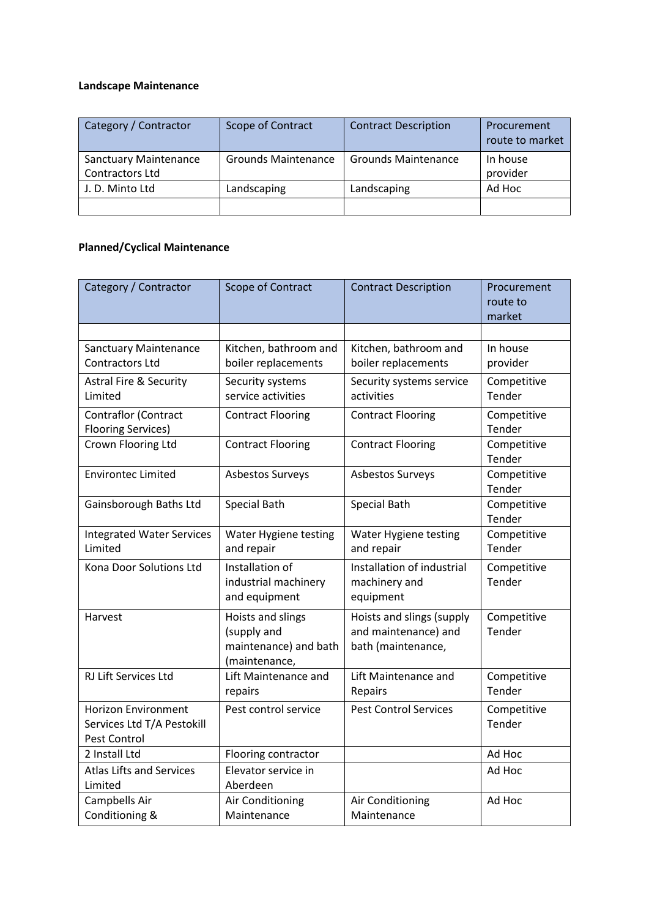**Landscape Maintenance**

| Category / Contractor | Scope of Contract | Contract Description | Procurement route to market |
|---|---|---|---|
| Sanctuary Maintenance Contractors Ltd | Grounds Maintenance | Grounds Maintenance | In house provider |
| J. D. Minto Ltd | Landscaping | Landscaping | Ad Hoc |
| | | | |

**Planned/Cyclical Maintenance**

| Category / Contractor | Scope of Contract | Contract Description | Procurement route to market |
|---|---|---|---|
| | | | |
| Sanctuary Maintenance Contractors Ltd | Kitchen, bathroom and boiler replacements | Kitchen, bathroom and boiler replacements | In house provider |
| Astral Fire & Security Limited | Security systems service activities | Security systems service activities | Competitive Tender |
| Contraflor (Contract Flooring Services) | Contract Flooring | Contract Flooring | Competitive Tender |
| Crown Flooring Ltd | Contract Flooring | Contract Flooring | Competitive Tender |
| Environtec Limited | Asbestos Surveys | Asbestos Surveys | Competitive Tender |
| Gainsborough Baths Ltd | Special Bath | Special Bath | Competitive Tender |
| Integrated Water Services Limited | Water Hygiene testing and repair | Water Hygiene testing and repair | Competitive Tender |
| Kona Door Solutions Ltd | Installation of industrial machinery and equipment | Installation of industrial machinery and equipment | Competitive Tender |
| Harvest | Hoists and slings (supply and maintenance) and bath (maintenance, | Hoists and slings (supply and maintenance) and bath (maintenance, | Competitive Tender |
| RJ Lift Services Ltd | Lift Maintenance and repairs | Lift Maintenance and Repairs | Competitive Tender |
| Horizon Environment Services Ltd T/A Pestokill Pest Control | Pest control service | Pest Control Services | Competitive Tender |
| 2 Install Ltd | Flooring contractor | | Ad Hoc |
| Atlas Lifts and Services Limited | Elevator service in Aberdeen | | Ad Hoc |
| Campbells Air Conditioning & | Air Conditioning Maintenance | Air Conditioning Maintenance | Ad Hoc |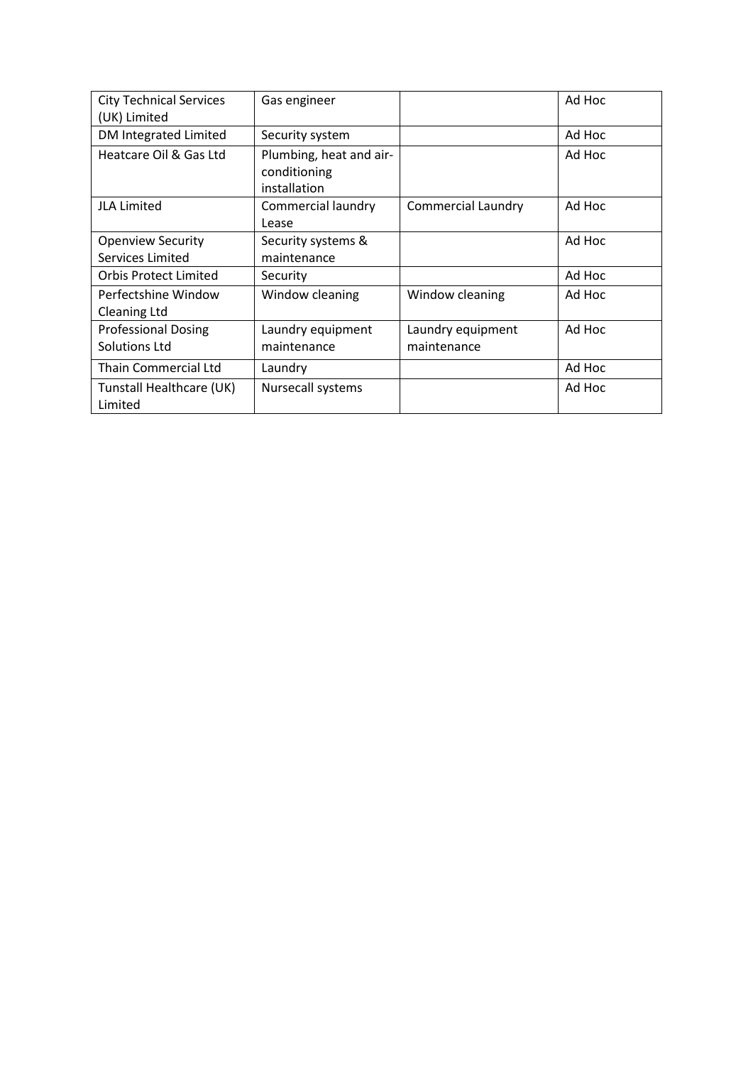| | | | |
|---|---|---|---|
| City Technical Services (UK) Limited | Gas engineer | | Ad Hoc |
| DM Integrated Limited | Security system | | Ad Hoc |
| Heatcare Oil & Gas Ltd | Plumbing, heat and air-conditioning installation | | Ad Hoc |
| JLA Limited | Commercial laundry Lease | Commercial Laundry | Ad Hoc |
| Openview Security Services Limited | Security systems & maintenance | | Ad Hoc |
| Orbis Protect Limited | Security | | Ad Hoc |
| Perfectshine Window Cleaning Ltd | Window cleaning | Window cleaning | Ad Hoc |
| Professional Dosing Solutions Ltd | Laundry equipment maintenance | Laundry equipment maintenance | Ad Hoc |
| Thain Commercial Ltd | Laundry | | Ad Hoc |
| Tunstall Healthcare (UK) Limited | Nursecall systems | | Ad Hoc |